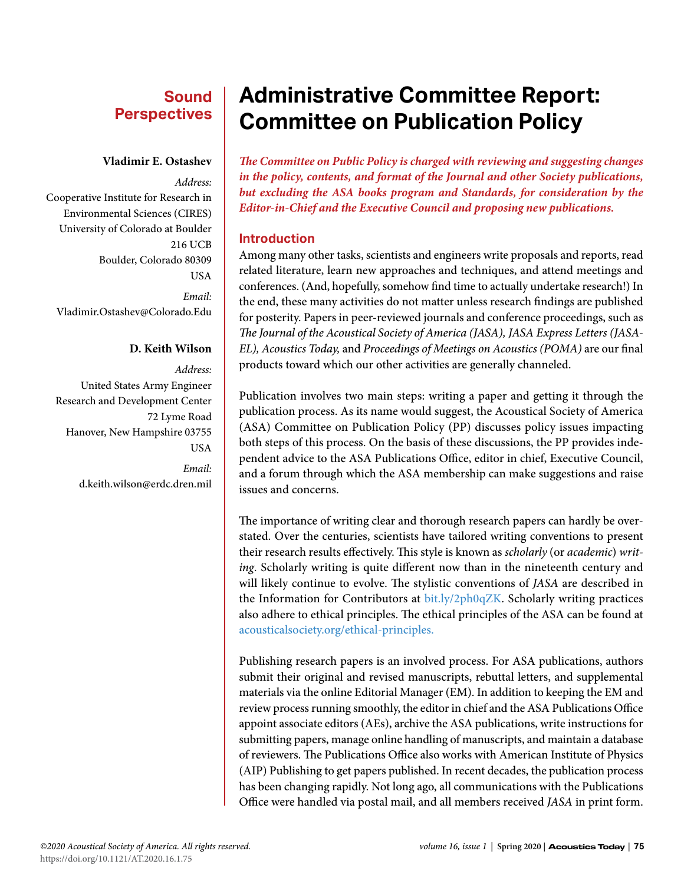Sound Perspectives

# Administrative Committee Report: Committee on Publication Policy

**Vladimir E. Ostashev**

*Address:*
Cooperative Institute for Research in Environmental Sciences (CIRES)
University of Colorado at Boulder
216 UCB
Boulder, Colorado 80309
USA

*Email:*
Vladimir.Ostashev@Colorado.Edu

**D. Keith Wilson**

*Address:*
United States Army Engineer Research and Development Center
72 Lyme Road
Hanover, New Hampshire 03755
USA

*Email:*
d.keith.wilson@erdc.dren.mil

***The Committee on Public Policy is charged with reviewing and suggesting changes in the policy, contents, and format of the Journal and other Society publications, but excluding the ASA books program and Standards, for consideration by the Editor-in-Chief and the Executive Council and proposing new publications.***

## Introduction

Among many other tasks, scientists and engineers write proposals and reports, read related literature, learn new approaches and techniques, and attend meetings and conferences. (And, hopefully, somehow find time to actually undertake research!) In the end, these many activities do not matter unless research findings are published for posterity. Papers in peer-reviewed journals and conference proceedings, such as *The Journal of the Acoustical Society of America (JASA), JASA Express Letters (JASA-EL), Acoustics Today,* and *Proceedings of Meetings on Acoustics (POMA)* are our final products toward which our other activities are generally channeled.

Publication involves two main steps: writing a paper and getting it through the publication process. As its name would suggest, the Acoustical Society of America (ASA) Committee on Publication Policy (PP) discusses policy issues impacting both steps of this process. On the basis of these discussions, the PP provides independent advice to the ASA Publications Office, editor in chief, Executive Council, and a forum through which the ASA membership can make suggestions and raise issues and concerns.

The importance of writing clear and thorough research papers can hardly be overstated. Over the centuries, scientists have tailored writing conventions to present their research results effectively. This style is known as *scholarly* (or *academic*) *writing*. Scholarly writing is quite different now than in the nineteenth century and will likely continue to evolve. The stylistic conventions of *JASA* are described in the Information for Contributors at bit.ly/2ph0qZK. Scholarly writing practices also adhere to ethical principles. The ethical principles of the ASA can be found at acousticalsociety.org/ethical-principles.

Publishing research papers is an involved process. For ASA publications, authors submit their original and revised manuscripts, rebuttal letters, and supplemental materials via the online Editorial Manager (EM). In addition to keeping the EM and review process running smoothly, the editor in chief and the ASA Publications Office appoint associate editors (AEs), archive the ASA publications, write instructions for submitting papers, manage online handling of manuscripts, and maintain a database of reviewers. The Publications Office also works with American Institute of Physics (AIP) Publishing to get papers published. In recent decades, the publication process has been changing rapidly. Not long ago, all communications with the Publications Office were handled via postal mail, and all members received *JASA* in print form.

*©2020 Acoustical Society of America. All rights reserved.*
https://doi.org/10.1121/AT.2020.16.1.75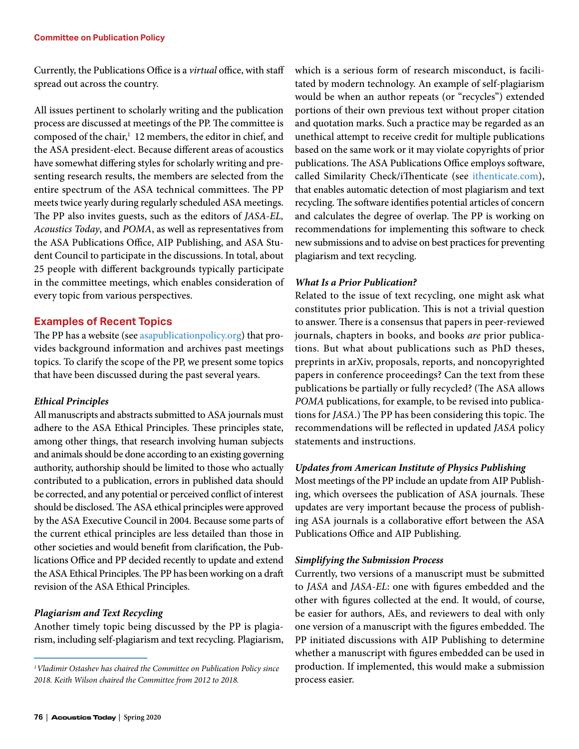Currently, the Publications Office is a *virtual* office, with staff spread out across the country.

All issues pertinent to scholarly writing and the publication process are discussed at meetings of the PP. The committee is composed of the chair,[1] 12 members, the editor in chief, and the ASA president-elect. Because different areas of acoustics have somewhat differing styles for scholarly writing and presenting research results, the members are selected from the entire spectrum of the ASA technical committees. The PP meets twice yearly during regularly scheduled ASA meetings. The PP also invites guests, such as the editors of *JASA-EL, Acoustics Today*, and *POMA*, as well as representatives from the ASA Publications Office, AIP Publishing, and ASA Student Council to participate in the discussions. In total, about 25 people with different backgrounds typically participate in the committee meetings, which enables consideration of every topic from various perspectives.

## Examples of Recent Topics

The PP has a website (see asapublicationpolicy.org) that provides background information and archives past meetings topics. To clarify the scope of the PP, we present some topics that have been discussed during the past several years.

### *Ethical Principles*

All manuscripts and abstracts submitted to ASA journals must adhere to the ASA Ethical Principles. These principles state, among other things, that research involving human subjects and animals should be done according to an existing governing authority, authorship should be limited to those who actually contributed to a publication, errors in published data should be corrected, and any potential or perceived conflict of interest should be disclosed. The ASA ethical principles were approved by the ASA Executive Council in 2004. Because some parts of the current ethical principles are less detailed than those in other societies and would benefit from clarification, the Publications Office and PP decided recently to update and extend the ASA Ethical Principles. The PP has been working on a draft revision of the ASA Ethical Principles.

### *Plagiarism and Text Recycling*

Another timely topic being discussed by the PP is plagiarism, including self-plagiarism and text recycling. Plagiarism, which is a serious form of research misconduct, is facilitated by modern technology. An example of self-plagiarism would be when an author repeats (or "recycles") extended portions of their own previous text without proper citation and quotation marks. Such a practice may be regarded as an unethical attempt to receive credit for multiple publications based on the same work or it may violate copyrights of prior publications. The ASA Publications Office employs software, called Similarity Check/iThenticate (see ithenticate.com), that enables automatic detection of most plagiarism and text recycling. The software identifies potential articles of concern and calculates the degree of overlap. The PP is working on recommendations for implementing this software to check new submissions and to advise on best practices for preventing plagiarism and text recycling.

### *What Is a Prior Publication?*

Related to the issue of text recycling, one might ask what constitutes prior publication. This is not a trivial question to answer. There is a consensus that papers in peer-reviewed journals, chapters in books, and books *are* prior publications. But what about publications such as PhD theses, preprints in arXiv, proposals, reports, and noncopyrighted papers in conference proceedings? Can the text from these publications be partially or fully recycled? (The ASA allows *POMA* publications, for example, to be revised into publications for *JASA*.) The PP has been considering this topic. The recommendations will be reflected in updated *JASA* policy statements and instructions.

### *Updates from American Institute of Physics Publishing*

Most meetings of the PP include an update from AIP Publishing, which oversees the publication of ASA journals. These updates are very important because the process of publishing ASA journals is a collaborative effort between the ASA Publications Office and AIP Publishing.

### *Simplifying the Submission Process*

Currently, two versions of a manuscript must be submitted to *JASA* and *JASA-EL*: one with figures embedded and the other with figures collected at the end. It would, of course, be easier for authors, AEs, and reviewers to deal with only one version of a manuscript with the figures embedded. The PP initiated discussions with AIP Publishing to determine whether a manuscript with figures embedded can be used in production. If implemented, this would make a submission process easier.

---

[1] *Vladimir Ostashev has chaired the Committee on Publication Policy since 2018. Keith Wilson chaired the Committee from 2012 to 2018.*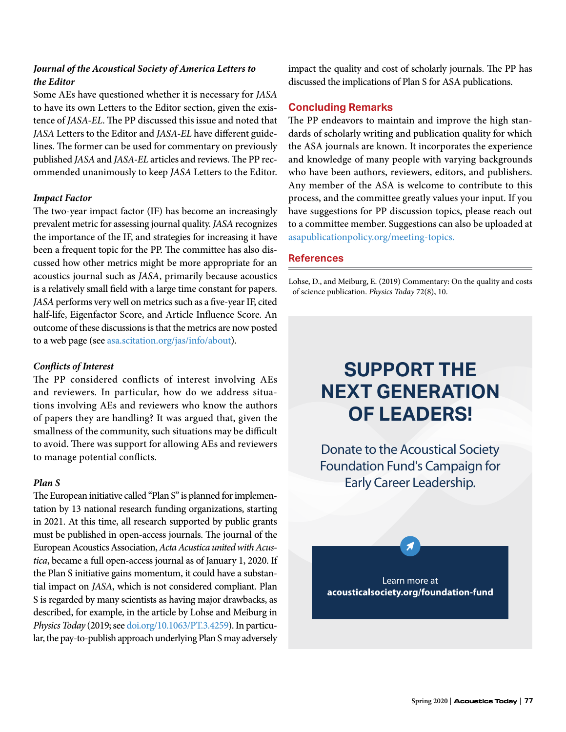### *Journal of the Acoustical Society of America Letters to the Editor*

Some AEs have questioned whether it is necessary for *JASA* to have its own Letters to the Editor section, given the existence of *JASA-EL*. The PP discussed this issue and noted that *JASA* Letters to the Editor and *JASA-EL* have different guidelines. The former can be used for commentary on previously published *JASA* and *JASA-EL* articles and reviews. The PP recommended unanimously to keep *JASA* Letters to the Editor.

### *Impact Factor*

The two-year impact factor (IF) has become an increasingly prevalent metric for assessing journal quality. *JASA* recognizes the importance of the IF, and strategies for increasing it have been a frequent topic for the PP. The committee has also discussed how other metrics might be more appropriate for an acoustics journal such as *JASA*, primarily because acoustics is a relatively small field with a large time constant for papers. *JASA* performs very well on metrics such as a five-year IF, cited half-life, Eigenfactor Score, and Article Influence Score. An outcome of these discussions is that the metrics are now posted to a web page (see asa.scitation.org/jas/info/about).

### *Conflicts of Interest*

The PP considered conflicts of interest involving AEs and reviewers. In particular, how do we address situations involving AEs and reviewers who know the authors of papers they are handling? It was argued that, given the smallness of the community, such situations may be difficult to avoid. There was support for allowing AEs and reviewers to manage potential conflicts.

### *Plan S*

The European initiative called "Plan S" is planned for implementation by 13 national research funding organizations, starting in 2021. At this time, all research supported by public grants must be published in open-access journals. The journal of the European Acoustics Association, *Acta Acustica united with Acustica*, became a full open-access journal as of January 1, 2020. If the Plan S initiative gains momentum, it could have a substantial impact on *JASA*, which is not considered compliant. Plan S is regarded by many scientists as having major drawbacks, as described, for example, in the article by Lohse and Meiburg in *Physics Today* (2019; see doi.org/10.1063/PT.3.4259). In particular, the pay-to-publish approach underlying Plan S may adversely impact the quality and cost of scholarly journals. The PP has discussed the implications of Plan S for ASA publications.

## Concluding Remarks

The PP endeavors to maintain and improve the high standards of scholarly writing and publication quality for which the ASA journals are known. It incorporates the experience and knowledge of many people with varying backgrounds who have been authors, reviewers, editors, and publishers. Any member of the ASA is welcome to contribute to this process, and the committee greatly values your input. If you have suggestions for PP discussion topics, please reach out to a committee member. Suggestions can also be uploaded at asapublicationpolicy.org/meeting-topics.

## References

Lohse, D., and Meiburg, E. (2019) Commentary: On the quality and costs of science publication. *Physics Today* 72(8), 10.

---

**SUPPORT THE NEXT GENERATION OF LEADERS!**

Donate to the Acoustical Society Foundation Fund's Campaign for Early Career Leadership.

Learn more at
**acousticalsociety.org/foundation-fund**